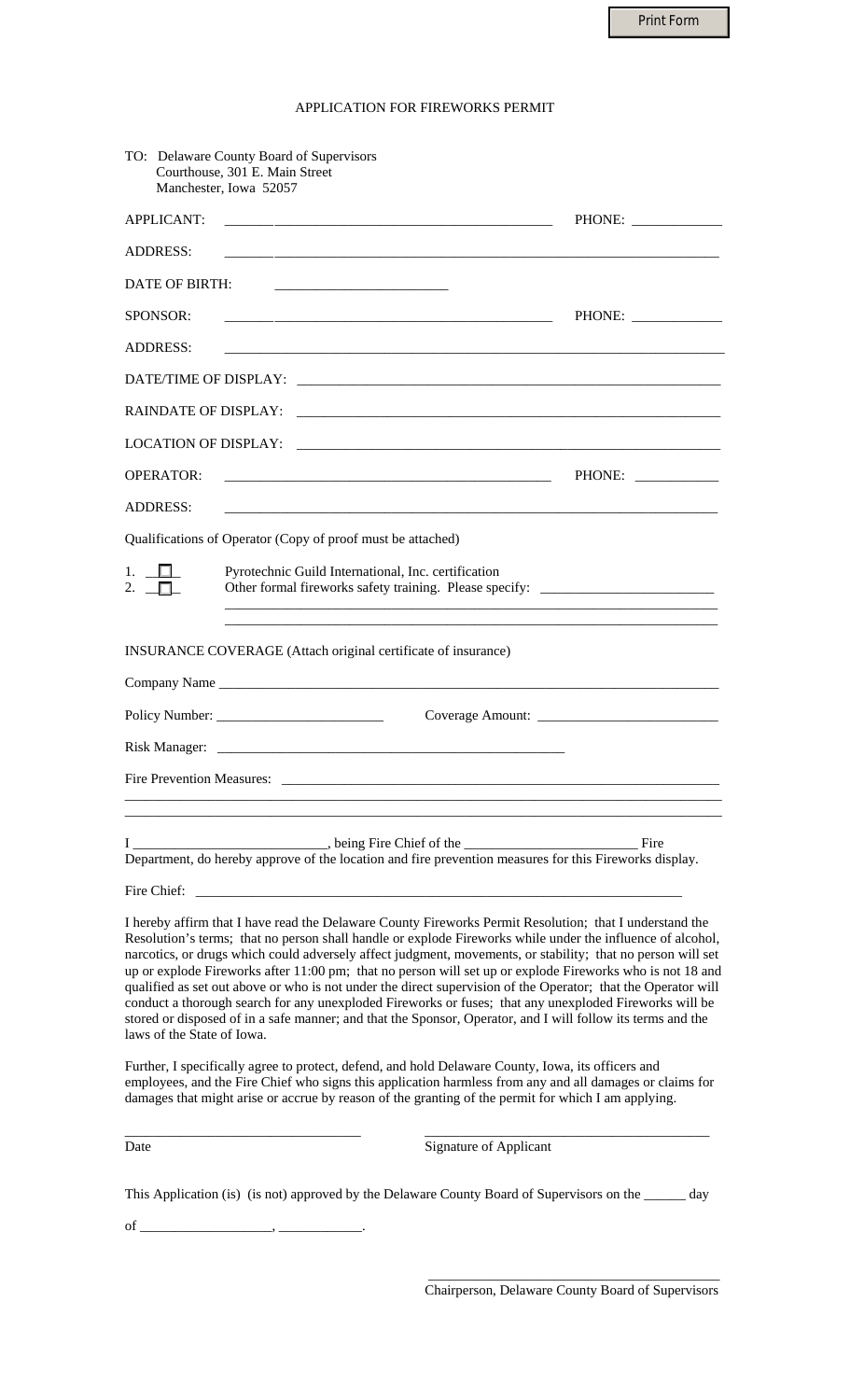Print Form

# APPLICATION FOR FIREWORKS PERMIT

TO: Delaware County Board of Supervisors
Courthouse, 301 E. Main Street
Manchester, Iowa 52057

APPLICANT: ___________________________________________ PHONE: ____________

ADDRESS: ___________________________________________________________________

DATE OF BIRTH: ______________________

SPONSOR: ___________________________________________ PHONE: ____________

ADDRESS: ___________________________________________________________________

DATE/TIME OF DISPLAY: _______________________________________________________

RAINDATE OF DISPLAY: ________________________________________________________

LOCATION OF DISPLAY: ________________________________________________________

OPERATOR: __________________________________________ PHONE: ___________

ADDRESS: ___________________________________________________________________

Qualifications of Operator (Copy of proof must be attached)

1. ☐ Pyrotechnic Guild International, Inc. certification
2. ☐ Other formal fireworks safety training. Please specify: ________________________

_____________________________________________________________________

_____________________________________________________________________

INSURANCE COVERAGE (Attach original certificate of insurance)

Company Name ________________________________________________________________

Policy Number: ______________________ Coverage Amount: ________________________

Risk Manager: _______________________________________________

Fire Prevention Measures: ____________________________________________________

_____________________________________________________________________________

_____________________________________________________________________________

I __________________________, being Fire Chief of the ________________________ Fire Department, do hereby approve of the location and fire prevention measures for this Fireworks display.

Fire Chief: ________________________________________________________________

I hereby affirm that I have read the Delaware County Fireworks Permit Resolution; that I understand the Resolution's terms; that no person shall handle or explode Fireworks while under the influence of alcohol, narcotics, or drugs which could adversely affect judgment, movements, or stability; that no person will set up or explode Fireworks after 11:00 pm; that no person will set up or explode Fireworks who is not 18 and qualified as set out above or who is not under the direct supervision of the Operator; that the Operator will conduct a thorough search for any unexploded Fireworks or fuses; that any unexploded Fireworks will be stored or disposed of in a safe manner; and that the Sponsor, Operator, and I will follow its terms and the laws of the State of Iowa.

Further, I specifically agree to protect, defend, and hold Delaware County, Iowa, its officers and employees, and the Fire Chief who signs this application harmless from any and all damages or claims for damages that might arise or accrue by reason of the granting of the permit for which I am applying.

_______________________________ _______________________________________

Date Signature of Applicant

This Application (is) (is not) approved by the Delaware County Board of Supervisors on the ______ day

of __________________, ___________.

_______________________________________

Chairperson, Delaware County Board of Supervisors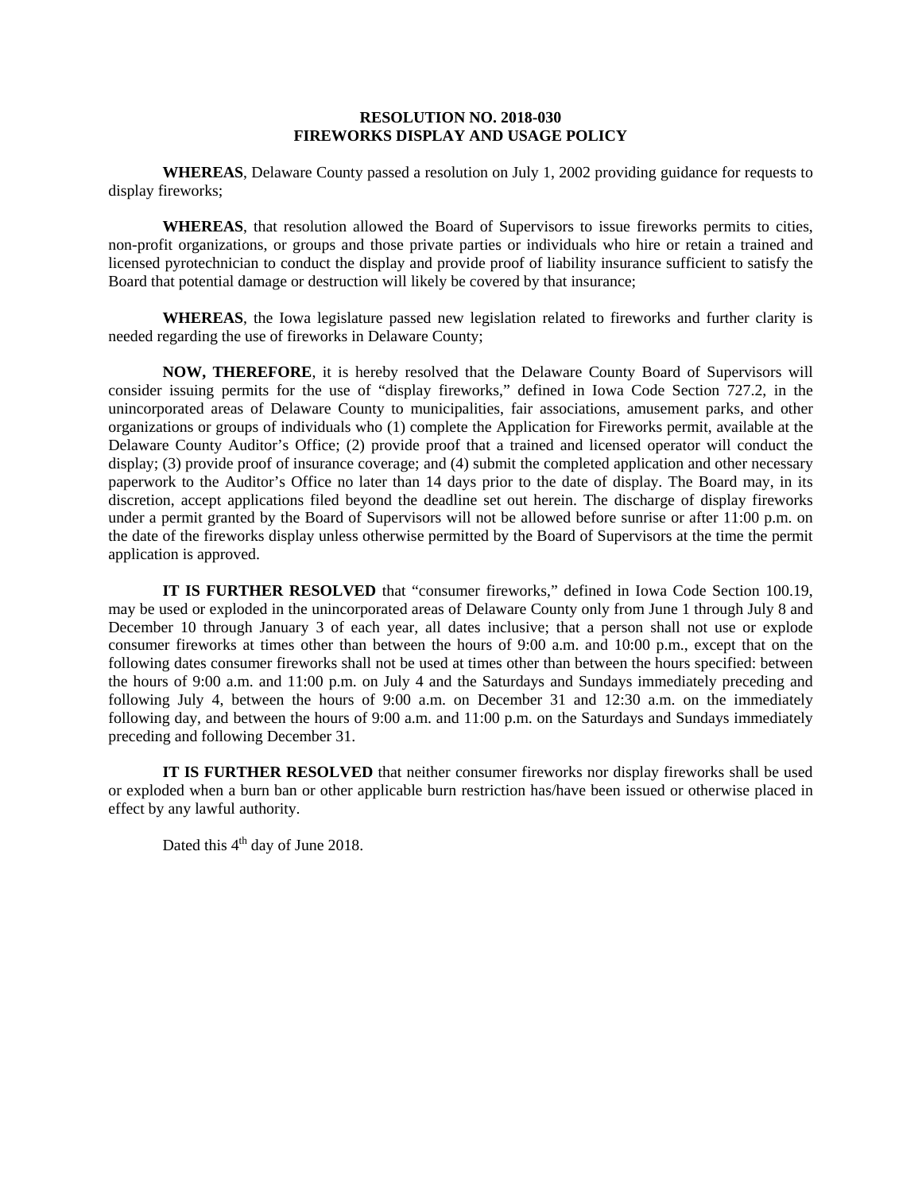**RESOLUTION NO. 2018-030**
**FIREWORKS DISPLAY AND USAGE POLICY**

**WHEREAS**, Delaware County passed a resolution on July 1, 2002 providing guidance for requests to display fireworks;

**WHEREAS**, that resolution allowed the Board of Supervisors to issue fireworks permits to cities, non-profit organizations, or groups and those private parties or individuals who hire or retain a trained and licensed pyrotechnician to conduct the display and provide proof of liability insurance sufficient to satisfy the Board that potential damage or destruction will likely be covered by that insurance;

**WHEREAS**, the Iowa legislature passed new legislation related to fireworks and further clarity is needed regarding the use of fireworks in Delaware County;

**NOW, THEREFORE**, it is hereby resolved that the Delaware County Board of Supervisors will consider issuing permits for the use of "display fireworks," defined in Iowa Code Section 727.2, in the unincorporated areas of Delaware County to municipalities, fair associations, amusement parks, and other organizations or groups of individuals who (1) complete the Application for Fireworks permit, available at the Delaware County Auditor's Office; (2) provide proof that a trained and licensed operator will conduct the display; (3) provide proof of insurance coverage; and (4) submit the completed application and other necessary paperwork to the Auditor's Office no later than 14 days prior to the date of display. The Board may, in its discretion, accept applications filed beyond the deadline set out herein. The discharge of display fireworks under a permit granted by the Board of Supervisors will not be allowed before sunrise or after 11:00 p.m. on the date of the fireworks display unless otherwise permitted by the Board of Supervisors at the time the permit application is approved.

**IT IS FURTHER RESOLVED** that "consumer fireworks," defined in Iowa Code Section 100.19, may be used or exploded in the unincorporated areas of Delaware County only from June 1 through July 8 and December 10 through January 3 of each year, all dates inclusive; that a person shall not use or explode consumer fireworks at times other than between the hours of 9:00 a.m. and 10:00 p.m., except that on the following dates consumer fireworks shall not be used at times other than between the hours specified: between the hours of 9:00 a.m. and 11:00 p.m. on July 4 and the Saturdays and Sundays immediately preceding and following July 4, between the hours of 9:00 a.m. on December 31 and 12:30 a.m. on the immediately following day, and between the hours of 9:00 a.m. and 11:00 p.m. on the Saturdays and Sundays immediately preceding and following December 31.

**IT IS FURTHER RESOLVED** that neither consumer fireworks nor display fireworks shall be used or exploded when a burn ban or other applicable burn restriction has/have been issued or otherwise placed in effect by any lawful authority.

Dated this 4th day of June 2018.